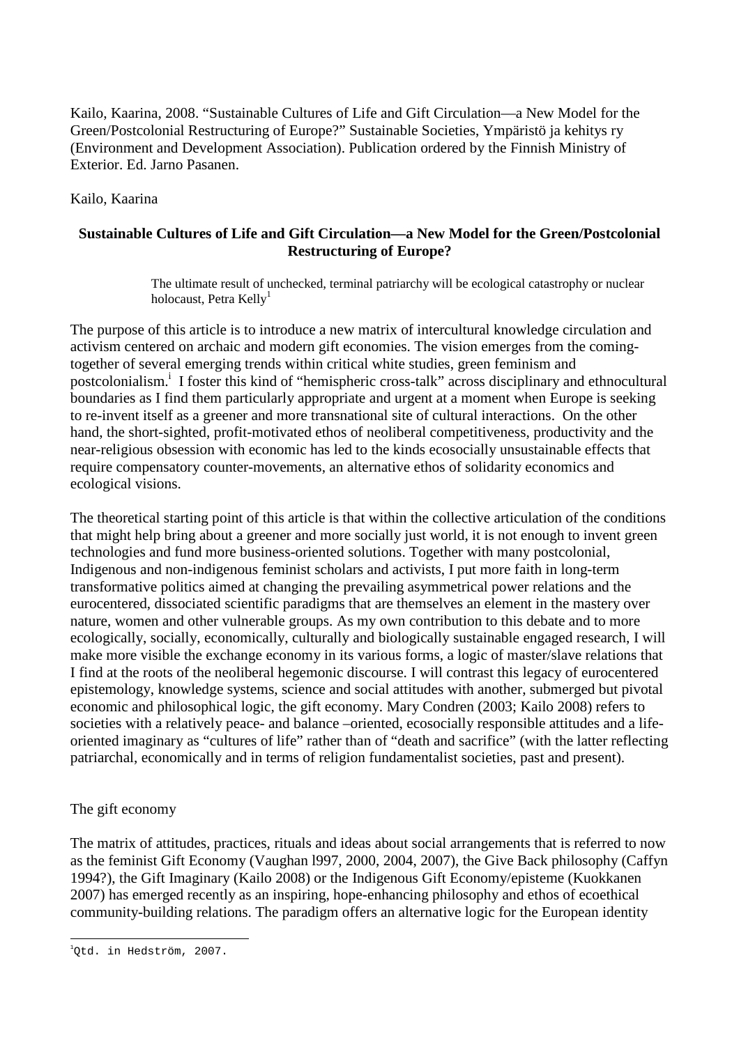Kailo, Kaarina, 2008. "Sustainable Cultures of Life and Gift Circulation—a New Model for the Green/Postcolonial Restructuring of Europe?" Sustainable Societies, Ympäristö ja kehitys ry (Environment and Development Association). Publication ordered by the Finnish Ministry of Exterior. Ed. Jarno Pasanen.

Kailo, Kaarina

**Sustainable Cultures of Life and Gift Circulation—a New Model for the Green/Postcolonial Restructuring of Europe?**

> The ultimate result of unchecked, terminal patriarchy will be ecological catastrophe or nuclear holocaust, Petra Kelly[1]

The purpose of this article is to introduce a new matrix of intercultural knowledge circulation and activism centered on archaic and modern gift economies. The vision emerges from the coming-together of several emerging trends within critical white studies, green feminism and postcolonialism.[i] I foster this kind of "hemispheric cross-talk" across disciplinary and ethnocultural boundaries as I find them particularly appropriate and urgent at a moment when Europe is seeking to re-invent itself as a greener and more transnational site of cultural interactions. On the other hand, the short-sighted, profit-motivated ethos of neoliberal competitiveness, productivity and the near-religious obsession with economic has led to the kinds ecosocially unsustainable effects that require compensatory counter-movements, an alternative ethos of solidarity economics and ecological visions.

The theoretical starting point of this article is that within the collective articulation of the conditions that might help bring about a greener and more socially just world, it is not enough to invent green technologies and fund more business-oriented solutions. Together with many postcolonial, Indigenous and non-indigenous feminist scholars and activists, I put more faith in long-term transformative politics aimed at changing the prevailing asymmetrical power relations and the eurocentered, dissociated scientific paradigms that are themselves an element in the mastery over nature, women and other vulnerable groups. As my own contribution to this debate and to more ecologically, socially, economically, culturally and biologically sustainable engaged research, I will make more visible the exchange economy in its various forms, a logic of master/slave relations that I find at the roots of the neoliberal hegemonic discourse. I will contrast this legacy of eurocentered epistemology, knowledge systems, science and social attitudes with another, submerged but pivotal economic and philosophical logic, the gift economy. Mary Condren (2003; Kailo 2008) refers to societies with a relatively peace- and balance –oriented, ecosocially responsible attitudes and a life-oriented imaginary as "cultures of life" rather than of "death and sacrifice" (with the latter reflecting patriarchal, economically and in terms of religion fundamentalist societies, past and present).

## The gift economy

The matrix of attitudes, practices, rituals and ideas about social arrangements that is referred to now as the feminist Gift Economy (Vaughan l997, 2000, 2004, 2007), the Give Back philosophy (Caffyn 1994?), the Gift Imaginary (Kailo 2008) or the Indigenous Gift Economy/episteme (Kuokkanen 2007) has emerged recently as an inspiring, hope-enhancing philosophy and ethos of ecoethical community-building relations. The paradigm offers an alternative logic for the European identity

---

[1] Qtd. in Hedström, 2007.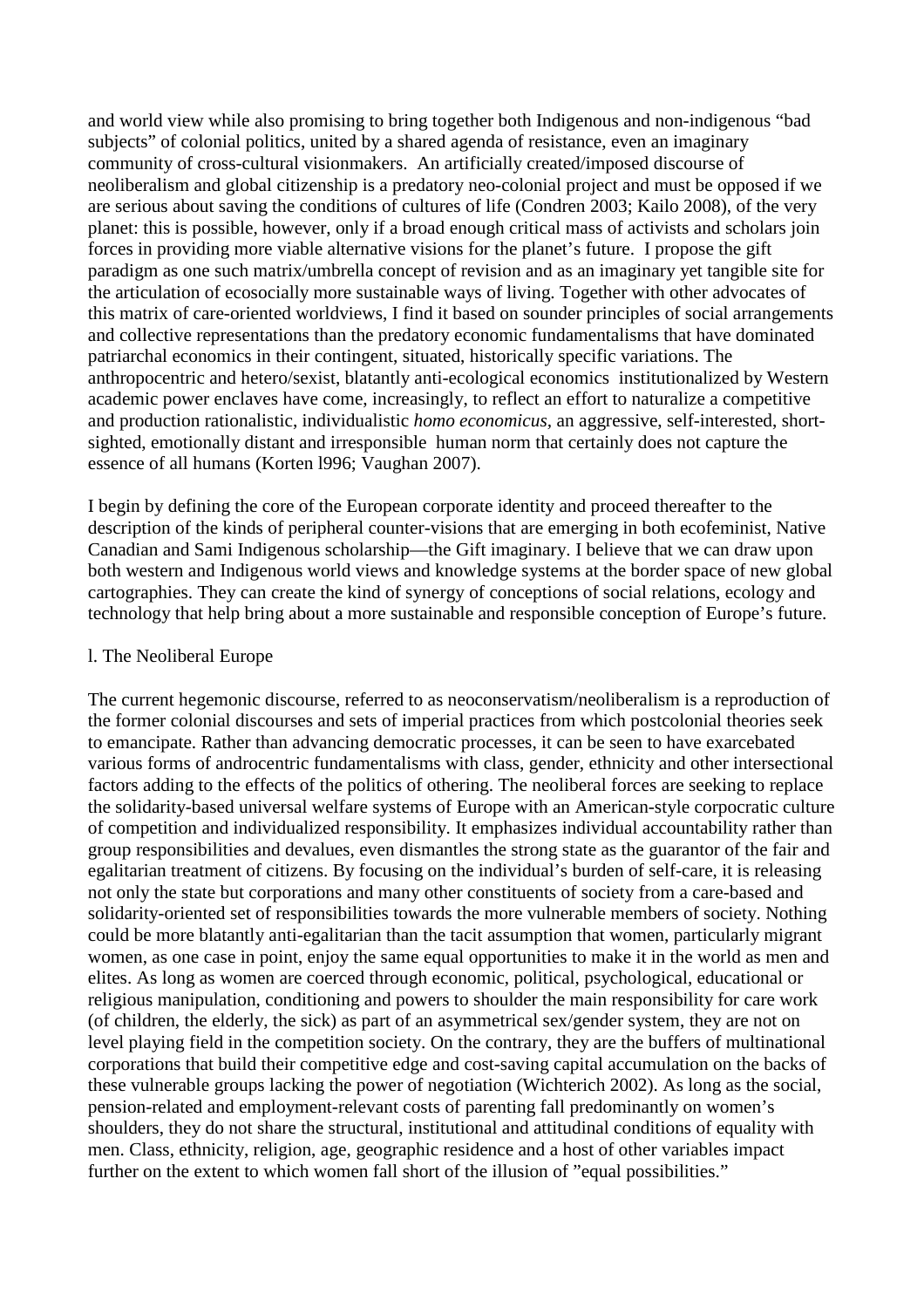and world view while also promising to bring together both Indigenous and non-indigenous "bad subjects" of colonial politics, united by a shared agenda of resistance, even an imaginary community of cross-cultural visionmakers. An artificially created/imposed discourse of neoliberalism and global citizenship is a predatory neo-colonial project and must be opposed if we are serious about saving the conditions of cultures of life (Condren 2003; Kailo 2008), of the very planet: this is possible, however, only if a broad enough critical mass of activists and scholars join forces in providing more viable alternative visions for the planet's future. I propose the gift paradigm as one such matrix/umbrella concept of revision and as an imaginary yet tangible site for the articulation of ecosocially more sustainable ways of living. Together with other advocates of this matrix of care-oriented worldviews, I find it based on sounder principles of social arrangements and collective representations than the predatory economic fundamentalisms that have dominated patriarchal economics in their contingent, situated, historically specific variations. The anthropocentric and hetero/sexist, blatantly anti-ecological economics institutionalized by Western academic power enclaves have come, increasingly, to reflect an effort to naturalize a competitive and production rationalistic, individualistic *homo economicus*, an aggressive, self-interested, short-sighted, emotionally distant and irresponsible human norm that certainly does not capture the essence of all humans (Korten l996; Vaughan 2007).

I begin by defining the core of the European corporate identity and proceed thereafter to the description of the kinds of peripheral counter-visions that are emerging in both ecofeminist, Native Canadian and Sami Indigenous scholarship—the Gift imaginary. I believe that we can draw upon both western and Indigenous world views and knowledge systems at the border space of new global cartographies. They can create the kind of synergy of conceptions of social relations, ecology and technology that help bring about a more sustainable and responsible conception of Europe's future.

## l. The Neoliberal Europe

The current hegemonic discourse, referred to as neoconservatism/neoliberalism is a reproduction of the former colonial discourses and sets of imperial practices from which postcolonial theories seek to emancipate. Rather than advancing democratic processes, it can be seen to have exarcebated various forms of androcentric fundamentalisms with class, gender, ethnicity and other intersectional factors adding to the effects of the politics of othering. The neoliberal forces are seeking to replace the solidarity-based universal welfare systems of Europe with an American-style corpocratic culture of competition and individualized responsibility. It emphasizes individual accountability rather than group responsibilities and devalues, even dismantles the strong state as the guarantor of the fair and egalitarian treatment of citizens. By focusing on the individual's burden of self-care, it is releasing not only the state but corporations and many other constituents of society from a care-based and solidarity-oriented set of responsibilities towards the more vulnerable members of society. Nothing could be more blatantly anti-egalitarian than the tacit assumption that women, particularly migrant women, as one case in point, enjoy the same equal opportunities to make it in the world as men and elites. As long as women are coerced through economic, political, psychological, educational or religious manipulation, conditioning and powers to shoulder the main responsibility for care work (of children, the elderly, the sick) as part of an asymmetrical sex/gender system, they are not on level playing field in the competition society. On the contrary, they are the buffers of multinational corporations that build their competitive edge and cost-saving capital accumulation on the backs of these vulnerable groups lacking the power of negotiation (Wichterich 2002). As long as the social, pension-related and employment-relevant costs of parenting fall predominantly on women's shoulders, they do not share the structural, institutional and attitudinal conditions of equality with men. Class, ethnicity, religion, age, geographic residence and a host of other variables impact further on the extent to which women fall short of the illusion of "equal possibilities."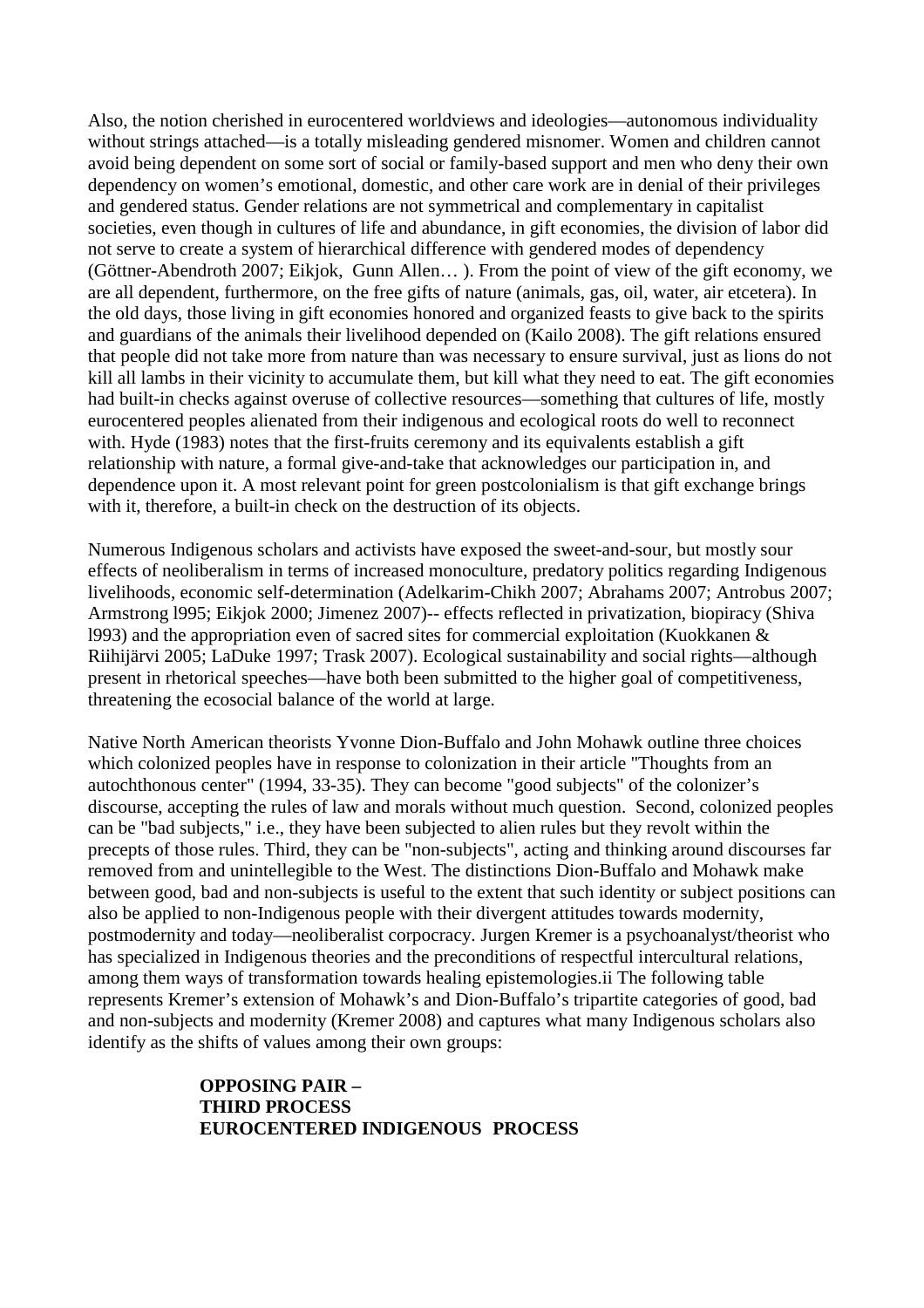Also, the notion cherished in eurocentered worldviews and ideologies—autonomous individuality without strings attached—is a totally misleading gendered misnomer. Women and children cannot avoid being dependent on some sort of social or family-based support and men who deny their own dependency on women's emotional, domestic, and other care work are in denial of their privileges and gendered status. Gender relations are not symmetrical and complementary in capitalist societies, even though in cultures of life and abundance, in gift economies, the division of labor did not serve to create a system of hierarchical difference with gendered modes of dependency (Göttner-Abendroth 2007; Eikjok, Gunn Allen… ). From the point of view of the gift economy, we are all dependent, furthermore, on the free gifts of nature (animals, gas, oil, water, air etcetera). In the old days, those living in gift economies honored and organized feasts to give back to the spirits and guardians of the animals their livelihood depended on (Kailo 2008). The gift relations ensured that people did not take more from nature than was necessary to ensure survival, just as lions do not kill all lambs in their vicinity to accumulate them, but kill what they need to eat. The gift economies had built-in checks against overuse of collective resources—something that cultures of life, mostly eurocentered peoples alienated from their indigenous and ecological roots do well to reconnect with. Hyde (1983) notes that the first-fruits ceremony and its equivalents establish a gift relationship with nature, a formal give-and-take that acknowledges our participation in, and dependence upon it. A most relevant point for green postcolonialism is that gift exchange brings with it, therefore, a built-in check on the destruction of its objects.

Numerous Indigenous scholars and activists have exposed the sweet-and-sour, but mostly sour effects of neoliberalism in terms of increased monoculture, predatory politics regarding Indigenous livelihoods, economic self-determination (Adelkarim-Chikh 2007; Abrahams 2007; Antrobus 2007; Armstrong l995; Eikjok 2000; Jimenez 2007)-- effects reflected in privatization, biopiracy (Shiva l993) and the appropriation even of sacred sites for commercial exploitation (Kuokkanen & Riihijärvi 2005; LaDuke 1997; Trask 2007). Ecological sustainability and social rights—although present in rhetorical speeches—have both been submitted to the higher goal of competitiveness, threatening the ecosocial balance of the world at large.

Native North American theorists Yvonne Dion-Buffalo and John Mohawk outline three choices which colonized peoples have in response to colonization in their article "Thoughts from an autochthonous center" (1994, 33-35). They can become "good subjects" of the colonizer's discourse, accepting the rules of law and morals without much question. Second, colonized peoples can be "bad subjects," i.e., they have been subjected to alien rules but they revolt within the precepts of those rules. Third, they can be "non-subjects", acting and thinking around discourses far removed from and unintelligible to the West. The distinctions Dion-Buffalo and Mohawk make between good, bad and non-subjects is useful to the extent that such identity or subject positions can also be applied to non-Indigenous people with their divergent attitudes towards modernity, postmodernity and today—neoliberalist corpocracy. Jurgen Kremer is a psychoanalyst/theorist who has specialized in Indigenous theories and the preconditions of respectful intercultural relations, among them ways of transformation towards healing epistemologies.ii The following table represents Kremer's extension of Mohawk's and Dion-Buffalo's tripartite categories of good, bad and non-subjects and modernity (Kremer 2008) and captures what many Indigenous scholars also identify as the shifts of values among their own groups:

**OPPOSING PAIR –**
**THIRD PROCESS**
**EUROCENTERED INDIGENOUS PROCESS**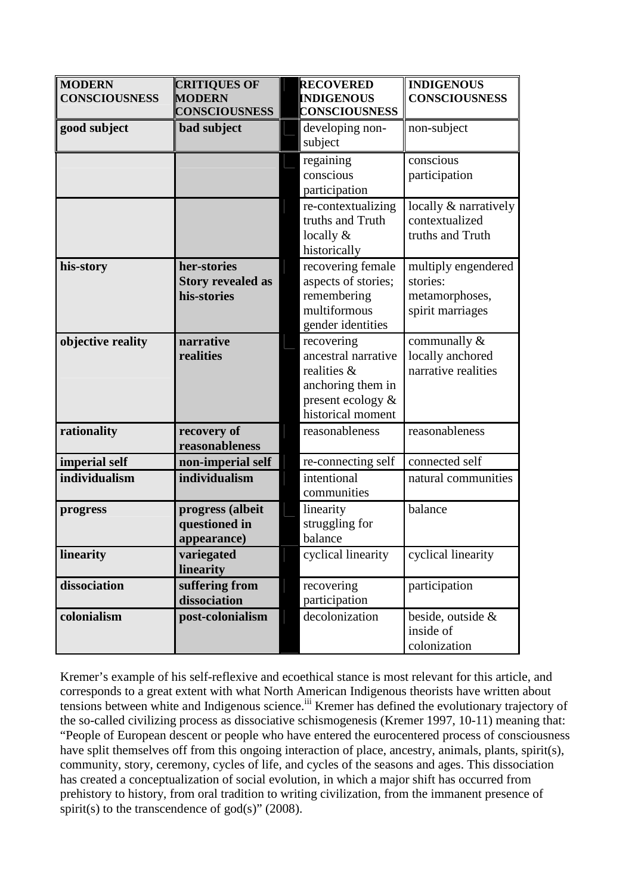| MODERN CONSCIOUSNESS | CRITIQUES OF MODERN CONSCIOUSNESS | RECOVERED INDIGENOUS CONSCIOUSNESS | INDIGENOUS CONSCIOUSNESS |
|---|---|---|---|
| **good subject** | **bad subject** | developing non-subject | non-subject |
| | | regaining conscious participation | conscious participation |
| | | re-contextualizing truths and Truth locally & historically | locally & narratively contextualized truths and Truth |
| **his-story** | **her-stories Story revealed as his-stories** | recovering female aspects of stories; remembering multiformous gender identities | multiply engendered stories: metamorphoses, spirit marriages |
| **objective reality** | **narrative realities** | recovering ancestral narrative realities & anchoring them in present ecology & historical moment | communally & locally anchored narrative realities |
| **rationality** | **recovery of reasonableness** | reasonableness | reasonableness |
| **imperial self** | **non-imperial self** | re-connecting self | connected self |
| **individualism** | **individualism** | intentional communities | natural communities |
| **progress** | **progress (albeit questioned in appearance)** | linearity struggling for balance | balance |
| **linearity** | **variegated linearity** | cyclical linearity | cyclical linearity |
| **dissociation** | **suffering from dissociation** | recovering participation | participation |
| **colonialism** | **post-colonialism** | decolonization | beside, outside & inside of colonization |

Kremer's example of his self-reflexive and ecoethical stance is most relevant for this article, and corresponds to a great extent with what North American Indigenous theorists have written about tensions between white and Indigenous science.[iii] Kremer has defined the evolutionary trajectory of the so-called civilizing process as dissociative schismogenesis (Kremer 1997, 10-11) meaning that: "People of European descent or people who have entered the eurocentered process of consciousness have split themselves off from this ongoing interaction of place, ancestry, animals, plants, spirit(s), community, story, ceremony, cycles of life, and cycles of the seasons and ages. This dissociation has created a conceptualization of social evolution, in which a major shift has occurred from prehistory to history, from oral tradition to writing civilization, from the immanent presence of spirit(s) to the transcendence of god(s)" (2008).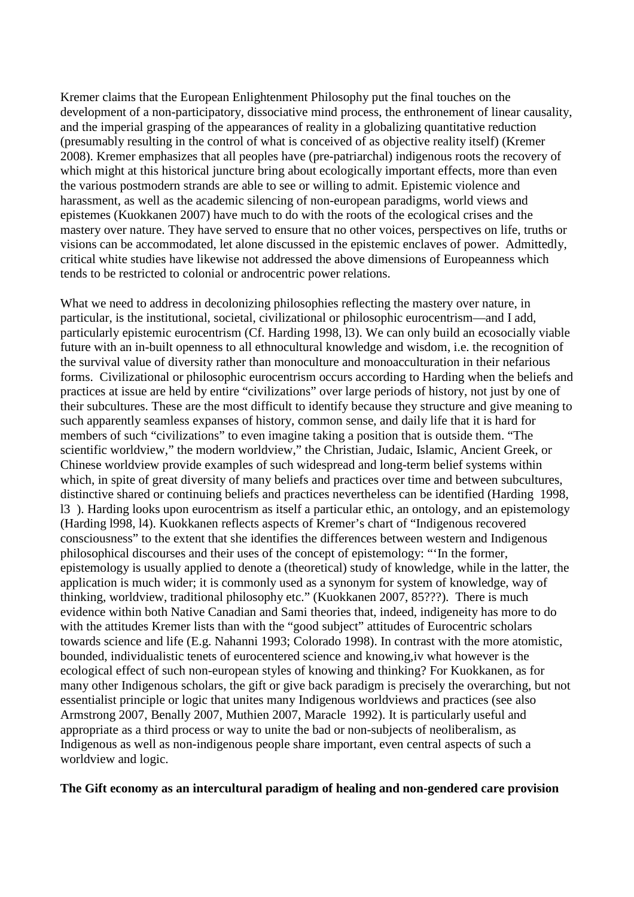Kremer claims that the European Enlightenment Philosophy put the final touches on the development of a non-participatory, dissociative mind process, the enthronement of linear causality, and the imperial grasping of the appearances of reality in a globalizing quantitative reduction (presumably resulting in the control of what is conceived of as objective reality itself) (Kremer 2008). Kremer emphasizes that all peoples have (pre-patriarchal) indigenous roots the recovery of which might at this historical juncture bring about ecologically important effects, more than even the various postmodern strands are able to see or willing to admit. Epistemic violence and harassment, as well as the academic silencing of non-european paradigms, world views and epistemes (Kuokkanen 2007) have much to do with the roots of the ecological crises and the mastery over nature. They have served to ensure that no other voices, perspectives on life, truths or visions can be accommodated, let alone discussed in the epistemic enclaves of power. Admittedly, critical white studies have likewise not addressed the above dimensions of Europeanness which tends to be restricted to colonial or androcentric power relations.

What we need to address in decolonizing philosophies reflecting the mastery over nature, in particular, is the institutional, societal, civilizational or philosophic eurocentrism—and I add, particularly epistemic eurocentrism (Cf. Harding 1998, l3). We can only build an ecosocially viable future with an in-built openness to all ethnocultural knowledge and wisdom, i.e. the recognition of the survival value of diversity rather than monoculture and monoacculturation in their nefarious forms. Civilizational or philosophic eurocentrism occurs according to Harding when the beliefs and practices at issue are held by entire "civilizations" over large periods of history, not just by one of their subcultures. These are the most difficult to identify because they structure and give meaning to such apparently seamless expanses of history, common sense, and daily life that it is hard for members of such "civilizations" to even imagine taking a position that is outside them. "The scientific worldview," the modern worldview," the Christian, Judaic, Islamic, Ancient Greek, or Chinese worldview provide examples of such widespread and long-term belief systems within which, in spite of great diversity of many beliefs and practices over time and between subcultures, distinctive shared or continuing beliefs and practices nevertheless can be identified (Harding 1998, l3 ). Harding looks upon eurocentrism as itself a particular ethic, an ontology, and an epistemology (Harding l998, l4). Kuokkanen reflects aspects of Kremer's chart of "Indigenous recovered consciousness" to the extent that she identifies the differences between western and Indigenous philosophical discourses and their uses of the concept of epistemology: "'In the former, epistemology is usually applied to denote a (theoretical) study of knowledge, while in the latter, the application is much wider; it is commonly used as a synonym for system of knowledge, way of thinking, worldview, traditional philosophy etc." (Kuokkanen 2007, 85???). There is much evidence within both Native Canadian and Sami theories that, indeed, indigeneity has more to do with the attitudes Kremer lists than with the "good subject" attitudes of Eurocentric scholars towards science and life (E.g. Nahanni 1993; Colorado 1998). In contrast with the more atomistic, bounded, individualistic tenets of eurocentered science and knowing,iv what however is the ecological effect of such non-european styles of knowing and thinking? For Kuokkanen, as for many other Indigenous scholars, the gift or give back paradigm is precisely the overarching, but not essentialist principle or logic that unites many Indigenous worldviews and practices (see also Armstrong 2007, Benally 2007, Muthien 2007, Maracle 1992). It is particularly useful and appropriate as a third process or way to unite the bad or non-subjects of neoliberalism, as Indigenous as well as non-indigenous people share important, even central aspects of such a worldview and logic.

**The Gift economy as an intercultural paradigm of healing and non-gendered care provision**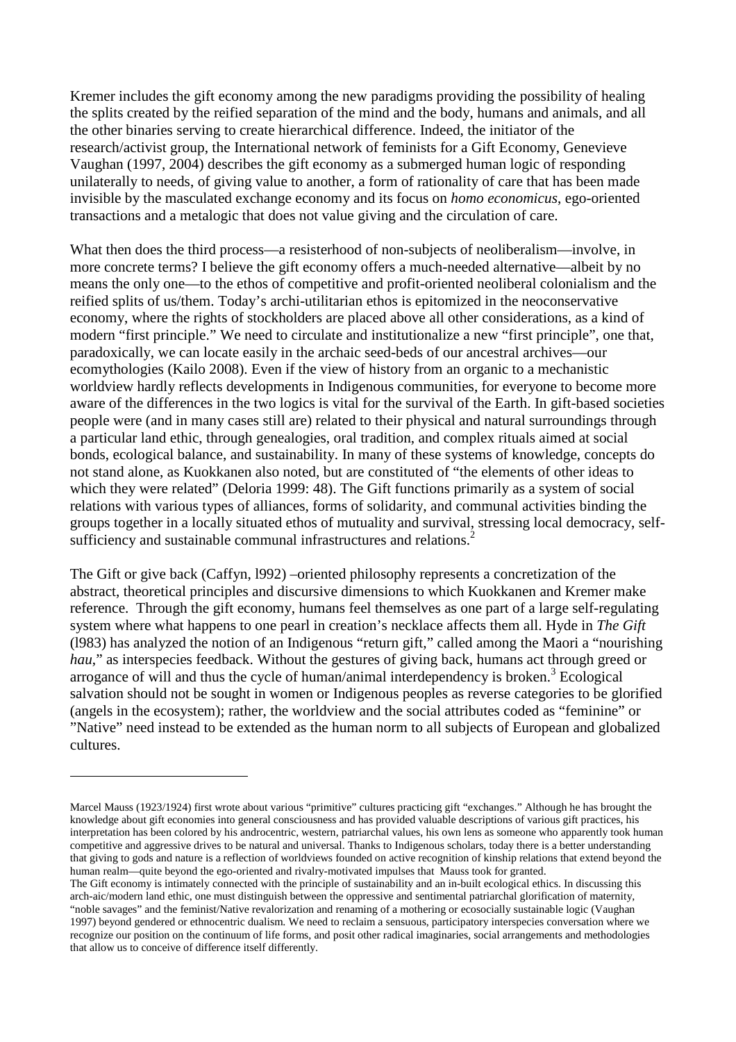Kremer includes the gift economy among the new paradigms providing the possibility of healing the splits created by the reified separation of the mind and the body, humans and animals, and all the other binaries serving to create hierarchical difference. Indeed, the initiator of the research/activist group, the International network of feminists for a Gift Economy, Genevieve Vaughan (1997, 2004) describes the gift economy as a submerged human logic of responding unilaterally to needs, of giving value to another, a form of rationality of care that has been made invisible by the masculated exchange economy and its focus on *homo economicus*, ego-oriented transactions and a metalogic that does not value giving and the circulation of care.

What then does the third process—a resisterhood of non-subjects of neoliberalism—involve, in more concrete terms? I believe the gift economy offers a much-needed alternative—albeit by no means the only one—to the ethos of competitive and profit-oriented neoliberal colonialism and the reified splits of us/them. Today's archi-utilitarian ethos is epitomized in the neoconservative economy, where the rights of stockholders are placed above all other considerations, as a kind of modern "first principle." We need to circulate and institutionalize a new "first principle", one that, paradoxically, we can locate easily in the archaic seed-beds of our ancestral archives—our ecomythologies (Kailo 2008). Even if the view of history from an organic to a mechanistic worldview hardly reflects developments in Indigenous communities, for everyone to become more aware of the differences in the two logics is vital for the survival of the Earth. In gift-based societies people were (and in many cases still are) related to their physical and natural surroundings through a particular land ethic, through genealogies, oral tradition, and complex rituals aimed at social bonds, ecological balance, and sustainability. In many of these systems of knowledge, concepts do not stand alone, as Kuokkanen also noted, but are constituted of "the elements of other ideas to which they were related" (Deloria 1999: 48). The Gift functions primarily as a system of social relations with various types of alliances, forms of solidarity, and communal activities binding the groups together in a locally situated ethos of mutuality and survival, stressing local democracy, self-sufficiency and sustainable communal infrastructures and relations.[2]

The Gift or give back (Caffyn, l992) –oriented philosophy represents a concretization of the abstract, theoretical principles and discursive dimensions to which Kuokkanen and Kremer make reference. Through the gift economy, humans feel themselves as one part of a large self-regulating system where what happens to one pearl in creation's necklace affects them all. Hyde in *The Gift* (l983) has analyzed the notion of an Indigenous "return gift," called among the Maori a "nourishing *hau*," as interspecies feedback. Without the gestures of giving back, humans act through greed or arrogance of will and thus the cycle of human/animal interdependency is broken.[3] Ecological salvation should not be sought in women or Indigenous peoples as reverse categories to be glorified (angels in the ecosystem); rather, the worldview and the social attributes coded as "feminine" or "Native" need instead to be extended as the human norm to all subjects of European and globalized cultures.

---

Marcel Mauss (1923/1924) first wrote about various "primitive" cultures practicing gift "exchanges." Although he has brought the knowledge about gift economies into general consciousness and has provided valuable descriptions of various gift practices, his interpretation has been colored by his androcentric, western, patriarchal values, his own lens as someone who apparently took human competitive and aggressive drives to be natural and universal. Thanks to Indigenous scholars, today there is a better understanding that giving to gods and nature is a reflection of worldviews founded on active recognition of kinship relations that extend beyond the human realm—quite beyond the ego-oriented and rivalry-motivated impulses that Mauss took for granted.

The Gift economy is intimately connected with the principle of sustainability and an in-built ecological ethics. In discussing this arch-aic/modern land ethic, one must distinguish between the oppressive and sentimental patriarchal glorification of maternity, "noble savages" and the feminist/Native revalorization and renaming of a mothering or ecosocially sustainable logic (Vaughan 1997) beyond gendered or ethnocentric dualism. We need to reclaim a sensuous, participatory interspecies conversation where we recognize our position on the continuum of life forms, and posit other radical imaginaries, social arrangements and methodologies that allow us to conceive of difference itself differently.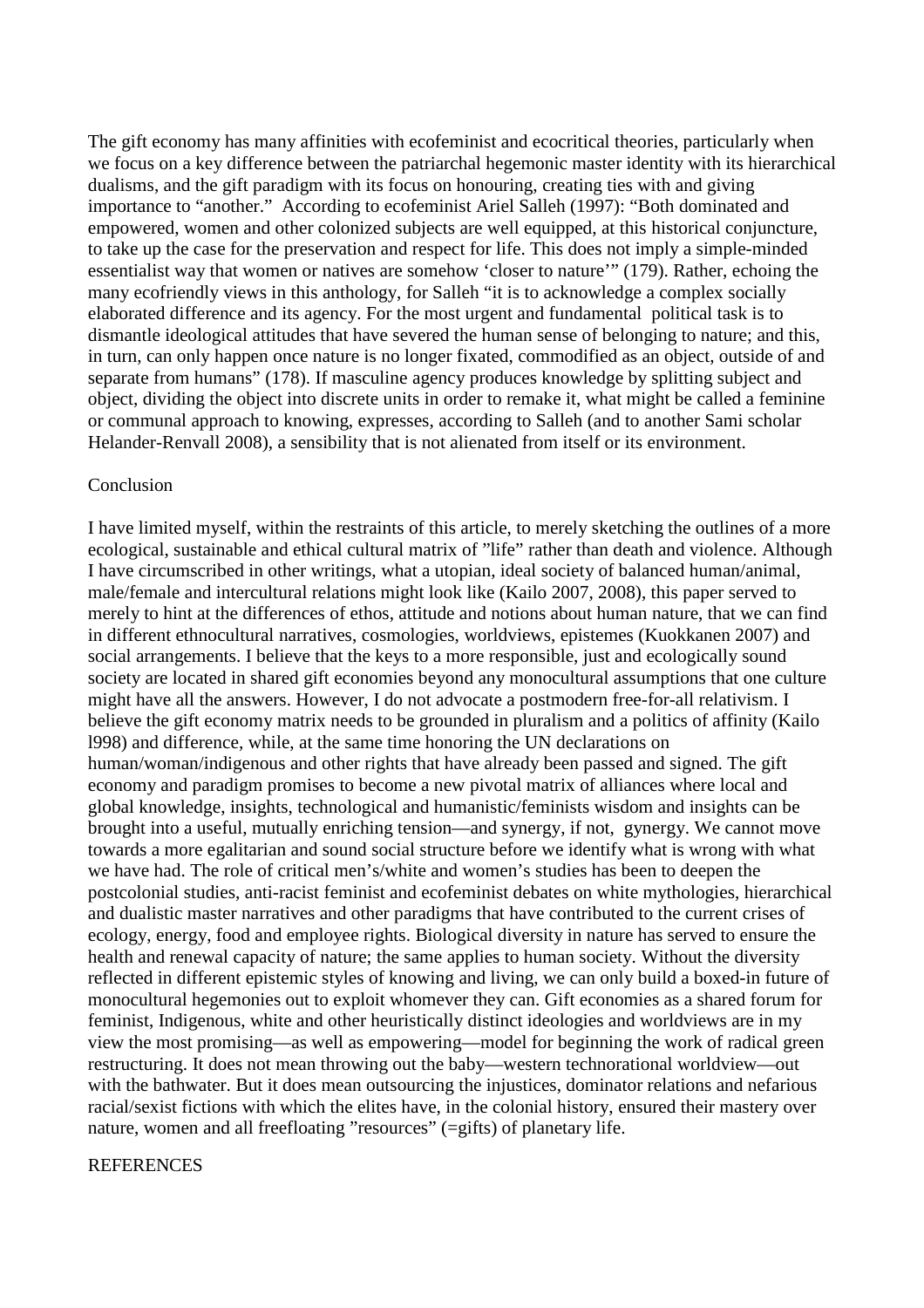The gift economy has many affinities with ecofeminist and ecocritical theories, particularly when we focus on a key difference between the patriarchal hegemonic master identity with its hierarchical dualisms, and the gift paradigm with its focus on honouring, creating ties with and giving importance to "another." According to ecofeminist Ariel Salleh (1997): "Both dominated and empowered, women and other colonized subjects are well equipped, at this historical conjuncture, to take up the case for the preservation and respect for life. This does not imply a simple-minded essentialist way that women or natives are somehow 'closer to nature'" (179). Rather, echoing the many ecofriendly views in this anthology, for Salleh "it is to acknowledge a complex socially elaborated difference and its agency. For the most urgent and fundamental political task is to dismantle ideological attitudes that have severed the human sense of belonging to nature; and this, in turn, can only happen once nature is no longer fixated, commodified as an object, outside of and separate from humans" (178). If masculine agency produces knowledge by splitting subject and object, dividing the object into discrete units in order to remake it, what might be called a feminine or communal approach to knowing, expresses, according to Salleh (and to another Sami scholar Helander-Renvall 2008), a sensibility that is not alienated from itself or its environment.

## Conclusion

I have limited myself, within the restraints of this article, to merely sketching the outlines of a more ecological, sustainable and ethical cultural matrix of "life" rather than death and violence. Although I have circumscribed in other writings, what a utopian, ideal society of balanced human/animal, male/female and intercultural relations might look like (Kailo 2007, 2008), this paper served to merely to hint at the differences of ethos, attitude and notions about human nature, that we can find in different ethnocultural narratives, cosmologies, worldviews, epistemes (Kuokkanen 2007) and social arrangements. I believe that the keys to a more responsible, just and ecologically sound society are located in shared gift economies beyond any monocultural assumptions that one culture might have all the answers. However, I do not advocate a postmodern free-for-all relativism. I believe the gift economy matrix needs to be grounded in pluralism and a politics of affinity (Kailo l998) and difference, while, at the same time honoring the UN declarations on human/woman/indigenous and other rights that have already been passed and signed. The gift economy and paradigm promises to become a new pivotal matrix of alliances where local and global knowledge, insights, technological and humanistic/feminists wisdom and insights can be brought into a useful, mutually enriching tension—and synergy, if not, gynergy. We cannot move towards a more egalitarian and sound social structure before we identify what is wrong with what we have had. The role of critical men's/white and women's studies has been to deepen the postcolonial studies, anti-racist feminist and ecofeminist debates on white mythologies, hierarchical and dualistic master narratives and other paradigms that have contributed to the current crises of ecology, energy, food and employee rights. Biological diversity in nature has served to ensure the health and renewal capacity of nature; the same applies to human society. Without the diversity reflected in different epistemic styles of knowing and living, we can only build a boxed-in future of monocultural hegemonies out to exploit whomever they can. Gift economies as a shared forum for feminist, Indigenous, white and other heuristically distinct ideologies and worldviews are in my view the most promising—as well as empowering—model for beginning the work of radical green restructuring. It does not mean throwing out the baby—western technorational worldview—out with the bathwater. But it does mean outsourcing the injustices, dominator relations and nefarious racial/sexist fictions with which the elites have, in the colonial history, ensured their mastery over nature, women and all freefloating "resources" (=gifts) of planetary life.

## REFERENCES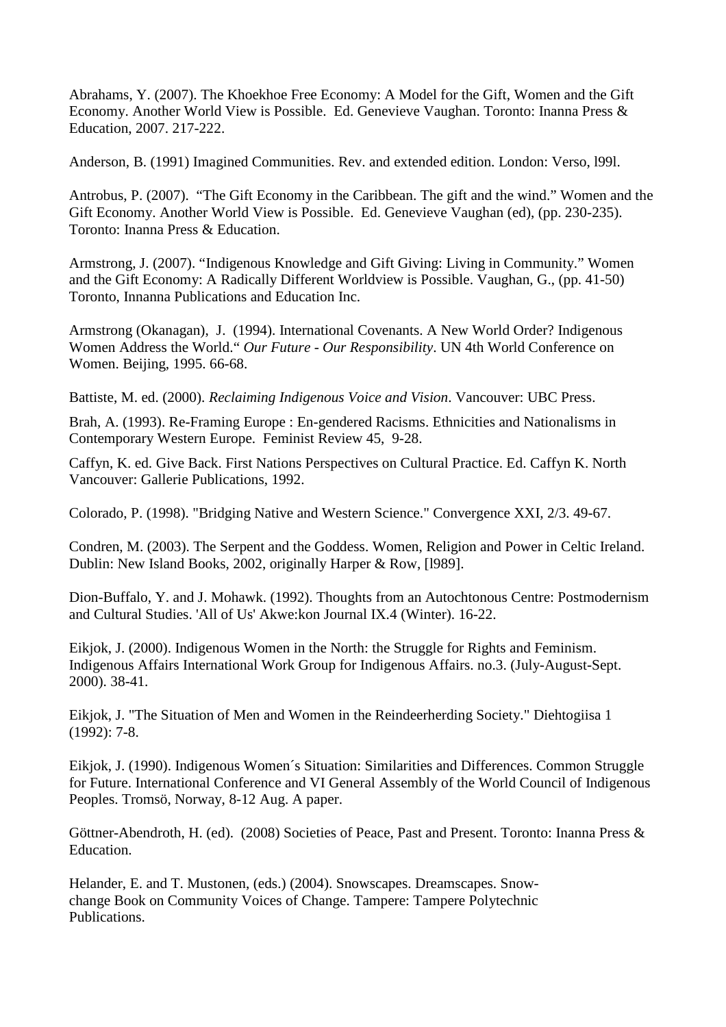Abrahams, Y. (2007). The Khoekhoe Free Economy: A Model for the Gift, Women and the Gift Economy. Another World View is Possible. Ed. Genevieve Vaughan. Toronto: Inanna Press & Education, 2007. 217-222.

Anderson, B. (1991) Imagined Communities. Rev. and extended edition. London: Verso, l99l.

Antrobus, P. (2007). "The Gift Economy in the Caribbean. The gift and the wind." Women and the Gift Economy. Another World View is Possible. Ed. Genevieve Vaughan (ed), (pp. 230-235). Toronto: Inanna Press & Education.

Armstrong, J. (2007). "Indigenous Knowledge and Gift Giving: Living in Community." Women and the Gift Economy: A Radically Different Worldview is Possible. Vaughan, G., (pp. 41-50) Toronto, Innanna Publications and Education Inc.

Armstrong (Okanagan), J. (1994). International Covenants. A New World Order? Indigenous Women Address the World." *Our Future - Our Responsibility*. UN 4th World Conference on Women. Beijing, 1995. 66-68.

Battiste, M. ed. (2000). *Reclaiming Indigenous Voice and Vision*. Vancouver: UBC Press.

Brah, A. (1993). Re-Framing Europe : En-gendered Racisms. Ethnicities and Nationalisms in Contemporary Western Europe. Feminist Review 45, 9-28.

Caffyn, K. ed. Give Back. First Nations Perspectives on Cultural Practice. Ed. Caffyn K. North Vancouver: Gallerie Publications, 1992.

Colorado, P. (1998). "Bridging Native and Western Science." Convergence XXI, 2/3. 49-67.

Condren, M. (2003). The Serpent and the Goddess. Women, Religion and Power in Celtic Ireland. Dublin: New Island Books, 2002, originally Harper & Row, [l989].

Dion-Buffalo, Y. and J. Mohawk. (1992). Thoughts from an Autochtonous Centre: Postmodernism and Cultural Studies. 'All of Us' Akwe:kon Journal IX.4 (Winter). 16-22.

Eikjok, J. (2000). Indigenous Women in the North: the Struggle for Rights and Feminism. Indigenous Affairs International Work Group for Indigenous Affairs. no.3. (July-August-Sept. 2000). 38-41.

Eikjok, J. "The Situation of Men and Women in the Reindeerherding Society." Diehtogiisa 1 (1992): 7-8.

Eikjok, J. (1990). Indigenous Women´s Situation: Similarities and Differences. Common Struggle for Future. International Conference and VI General Assembly of the World Council of Indigenous Peoples. Tromsö, Norway, 8-12 Aug. A paper.

Göttner-Abendroth, H. (ed). (2008) Societies of Peace, Past and Present. Toronto: Inanna Press & Education.

Helander, E. and T. Mustonen, (eds.) (2004). Snowscapes. Dreamscapes. Snow-change Book on Community Voices of Change. Tampere: Tampere Polytechnic Publications.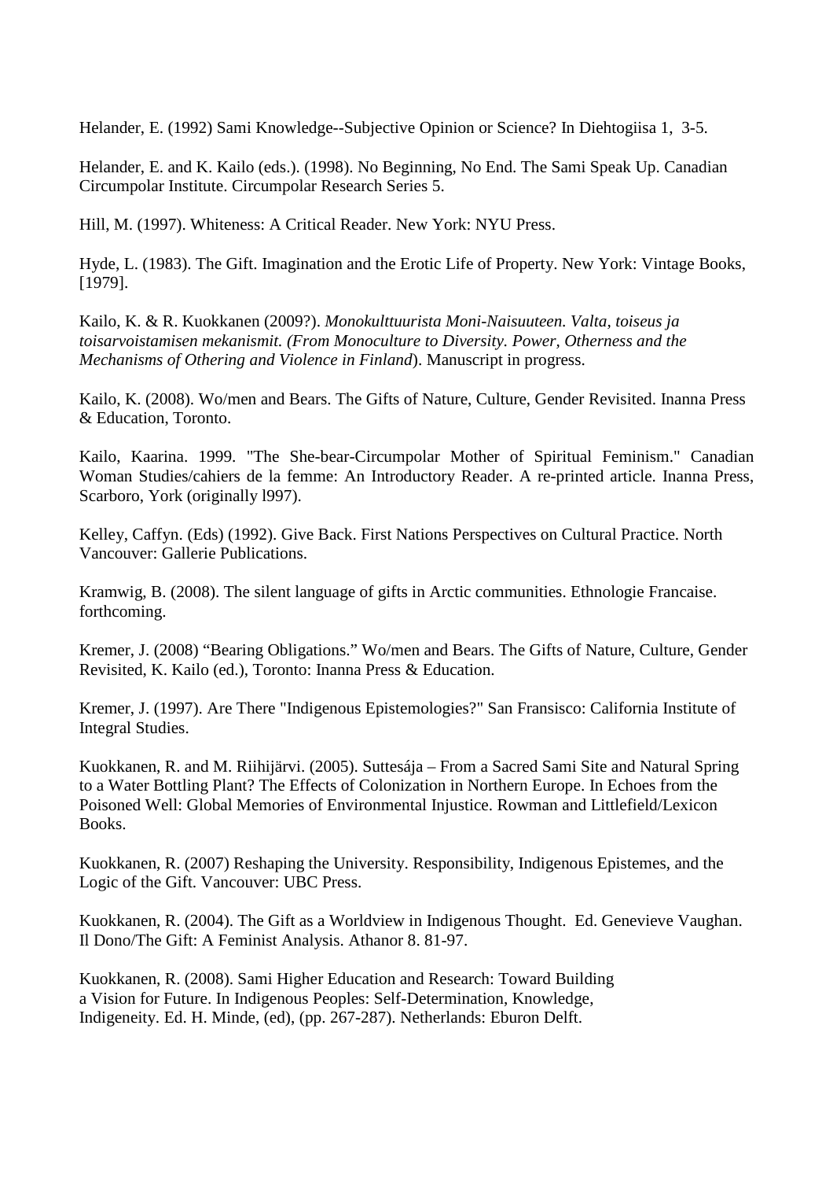Helander, E. (1992) Sami Knowledge--Subjective Opinion or Science? In Diehtogiisa 1, 3-5.

Helander, E. and K. Kailo (eds.). (1998). No Beginning, No End. The Sami Speak Up. Canadian Circumpolar Institute. Circumpolar Research Series 5.

Hill, M. (1997). Whiteness: A Critical Reader. New York: NYU Press.

Hyde, L. (1983). The Gift. Imagination and the Erotic Life of Property. New York: Vintage Books, [1979].

Kailo, K. & R. Kuokkanen (2009?). *Monokulttuurista Moni-Naisuuteen. Valta, toiseus ja toisarvoistamisen mekanismit. (From Monoculture to Diversity. Power, Otherness and the Mechanisms of Othering and Violence in Finland*). Manuscript in progress.

Kailo, K. (2008). Wo/men and Bears. The Gifts of Nature, Culture, Gender Revisited. Inanna Press & Education, Toronto.

Kailo, Kaarina. 1999. "The She-bear-Circumpolar Mother of Spiritual Feminism." Canadian Woman Studies/cahiers de la femme: An Introductory Reader. A re-printed article. Inanna Press, Scarboro, York (originally l997).

Kelley, Caffyn. (Eds) (1992). Give Back. First Nations Perspectives on Cultural Practice. North Vancouver: Gallerie Publications.

Kramwig, B. (2008). The silent language of gifts in Arctic communities. Ethnologie Francaise. forthcoming.

Kremer, J. (2008) "Bearing Obligations." Wo/men and Bears. The Gifts of Nature, Culture, Gender Revisited, K. Kailo (ed.), Toronto: Inanna Press & Education.

Kremer, J. (1997). Are There "Indigenous Epistemologies?" San Fransisco: California Institute of Integral Studies.

Kuokkanen, R. and M. Riihijärvi. (2005). Suttesája – From a Sacred Sami Site and Natural Spring to a Water Bottling Plant? The Effects of Colonization in Northern Europe. In Echoes from the Poisoned Well: Global Memories of Environmental Injustice. Rowman and Littlefield/Lexicon Books.

Kuokkanen, R. (2007) Reshaping the University. Responsibility, Indigenous Epistemes, and the Logic of the Gift. Vancouver: UBC Press.

Kuokkanen, R. (2004). The Gift as a Worldview in Indigenous Thought. Ed. Genevieve Vaughan. Il Dono/The Gift: A Feminist Analysis. Athanor 8. 81-97.

Kuokkanen, R. (2008). Sami Higher Education and Research: Toward Building a Vision for Future. In Indigenous Peoples: Self-Determination, Knowledge, Indigeneity. Ed. H. Minde, (ed), (pp. 267-287). Netherlands: Eburon Delft.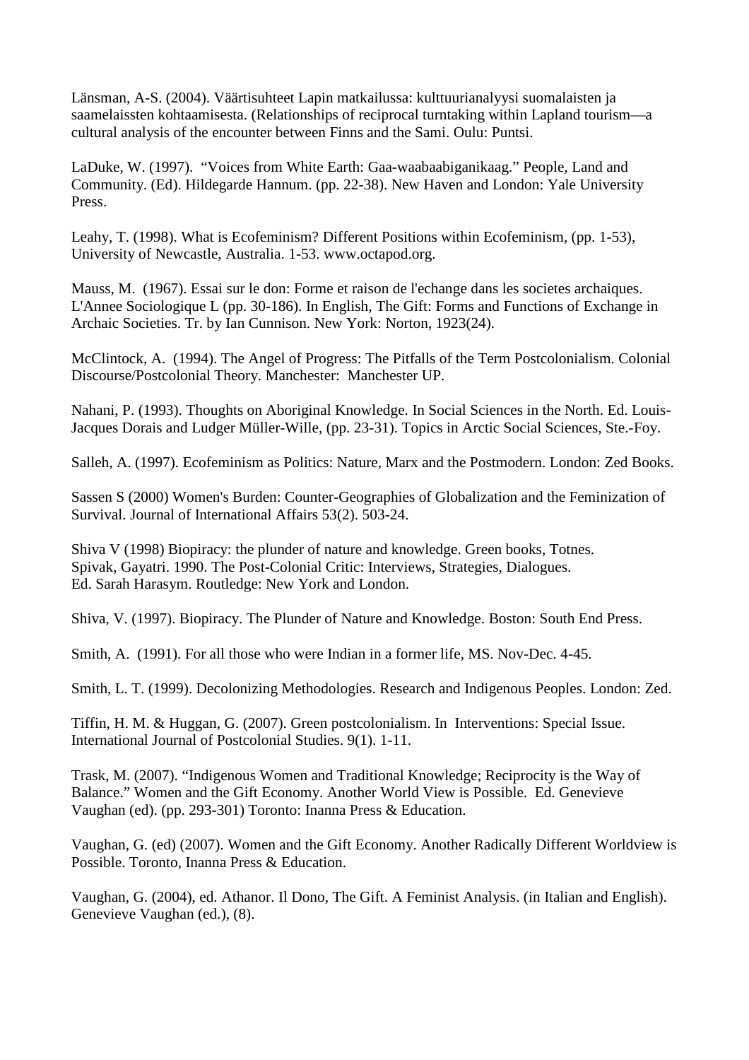Länsman, A-S. (2004). Väärtisuhteet Lapin matkailussa: kulttuurianalyysi suomalaisten ja saamelaissten kohtaamisesta. (Relationships of reciprocal turntaking within Lapland tourism—a cultural analysis of the encounter between Finns and the Sami. Oulu: Puntsi.

LaDuke, W. (1997). "Voices from White Earth: Gaa-waabaabiganikaag." People, Land and Community. (Ed). Hildegarde Hannum. (pp. 22-38). New Haven and London: Yale University Press.

Leahy, T. (1998). What is Ecofeminism? Different Positions within Ecofeminism, (pp. 1-53), University of Newcastle, Australia. 1-53. www.octapod.org.

Mauss, M. (1967). Essai sur le don: Forme et raison de l'echange dans les societes archaiques. L'Annee Sociologique L (pp. 30-186). In English, The Gift: Forms and Functions of Exchange in Archaic Societies. Tr. by Ian Cunnison. New York: Norton, 1923(24).

McClintock, A. (1994). The Angel of Progress: The Pitfalls of the Term Postcolonialism. Colonial Discourse/Postcolonial Theory. Manchester: Manchester UP.

Nahani, P. (1993). Thoughts on Aboriginal Knowledge. In Social Sciences in the North. Ed. Louis-Jacques Dorais and Ludger Müller-Wille, (pp. 23-31). Topics in Arctic Social Sciences, Ste.-Foy.

Salleh, A. (1997). Ecofeminism as Politics: Nature, Marx and the Postmodern. London: Zed Books.

Sassen S (2000) Women's Burden: Counter-Geographies of Globalization and the Feminization of Survival. Journal of International Affairs 53(2). 503-24.

Shiva V (1998) Biopiracy: the plunder of nature and knowledge. Green books, Totnes.
Spivak, Gayatri. 1990. The Post-Colonial Critic: Interviews, Strategies, Dialogues.
Ed. Sarah Harasym. Routledge: New York and London.

Shiva, V. (1997). Biopiracy. The Plunder of Nature and Knowledge. Boston: South End Press.

Smith, A. (1991). For all those who were Indian in a former life, MS. Nov-Dec. 4-45.

Smith, L. T. (1999). Decolonizing Methodologies. Research and Indigenous Peoples. London: Zed.

Tiffin, H. M. & Huggan, G. (2007). Green postcolonialism. In Interventions: Special Issue. International Journal of Postcolonial Studies. 9(1). 1-11.

Trask, M. (2007). "Indigenous Women and Traditional Knowledge; Reciprocity is the Way of Balance." Women and the Gift Economy. Another World View is Possible. Ed. Genevieve Vaughan (ed). (pp. 293-301) Toronto: Inanna Press & Education.

Vaughan, G. (ed) (2007). Women and the Gift Economy. Another Radically Different Worldview is Possible. Toronto, Inanna Press & Education.

Vaughan, G. (2004), ed. Athanor. Il Dono, The Gift. A Feminist Analysis. (in Italian and English). Genevieve Vaughan (ed.), (8).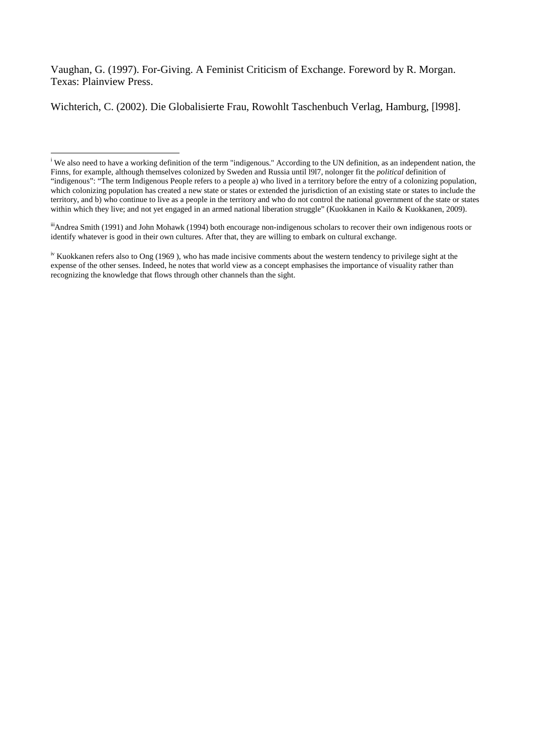Vaughan, G. (1997). For-Giving. A Feminist Criticism of Exchange. Foreword by R. Morgan. Texas: Plainview Press.

Wichterich, C. (2002). Die Globalisierte Frau, Rowohlt Taschenbuch Verlag, Hamburg, [l998].

---

[i] We also need to have a working definition of the term "indigenous." According to the UN definition, as an independent nation, the Finns, for example, although themselves colonized by Sweden and Russia until l9l7, nolonger fit the *political* definition of "indigenous": "The term Indigenous People refers to a people a) who lived in a territory before the entry of a colonizing population, which colonizing population has created a new state or states or extended the jurisdiction of an existing state or states to include the territory, and b) who continue to live as a people in the territory and who do not control the national government of the state or states within which they live; and not yet engaged in an armed national liberation struggle" (Kuokkanen in Kailo & Kuokkanen, 2009).

[iii] Andrea Smith (1991) and John Mohawk (1994) both encourage non-indigenous scholars to recover their own indigenous roots or identify whatever is good in their own cultures. After that, they are willing to embark on cultural exchange.

[iv] Kuokkanen refers also to Ong (1969 ), who has made incisive comments about the western tendency to privilege sight at the expense of the other senses. Indeed, he notes that world view as a concept emphasises the importance of visuality rather than recognizing the knowledge that flows through other channels than the sight.